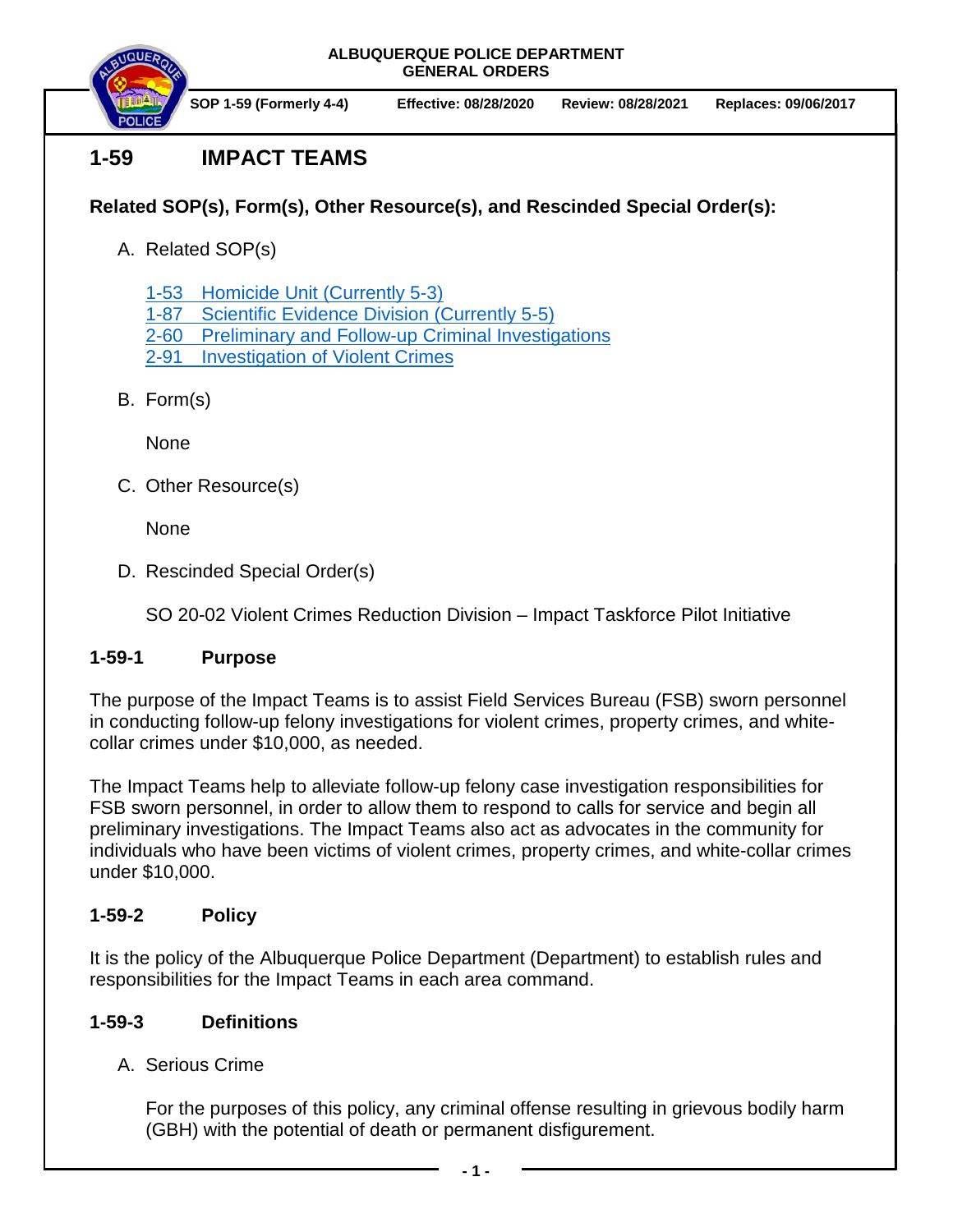ALBUQUERQUE POLICE DEPARTMENT
GENERAL ORDERS

SOP 1-59 (Formerly 4-4) | Effective: 08/28/2020 | Review: 08/28/2021 | Replaces: 09/06/2017

# 1-59 IMPACT TEAMS

**Related SOP(s), Form(s), Other Resource(s), and Rescinded Special Order(s):**

A. Related SOP(s)

1-53 Homicide Unit (Currently 5-3)
1-87 Scientific Evidence Division (Currently 5-5)
2-60 Preliminary and Follow-up Criminal Investigations
2-91 Investigation of Violent Crimes

B. Form(s)

None

C. Other Resource(s)

None

D. Rescinded Special Order(s)

SO 20-02 Violent Crimes Reduction Division – Impact Taskforce Pilot Initiative

## 1-59-1 Purpose

The purpose of the Impact Teams is to assist Field Services Bureau (FSB) sworn personnel in conducting follow-up felony investigations for violent crimes, property crimes, and white-collar crimes under $10,000, as needed.

The Impact Teams help to alleviate follow-up felony case investigation responsibilities for FSB sworn personnel, in order to allow them to respond to calls for service and begin all preliminary investigations. The Impact Teams also act as advocates in the community for individuals who have been victims of violent crimes, property crimes, and white-collar crimes under $10,000.

## 1-59-2 Policy

It is the policy of the Albuquerque Police Department (Department) to establish rules and responsibilities for the Impact Teams in each area command.

## 1-59-3 Definitions

A. Serious Crime

For the purposes of this policy, any criminal offense resulting in grievous bodily harm (GBH) with the potential of death or permanent disfigurement.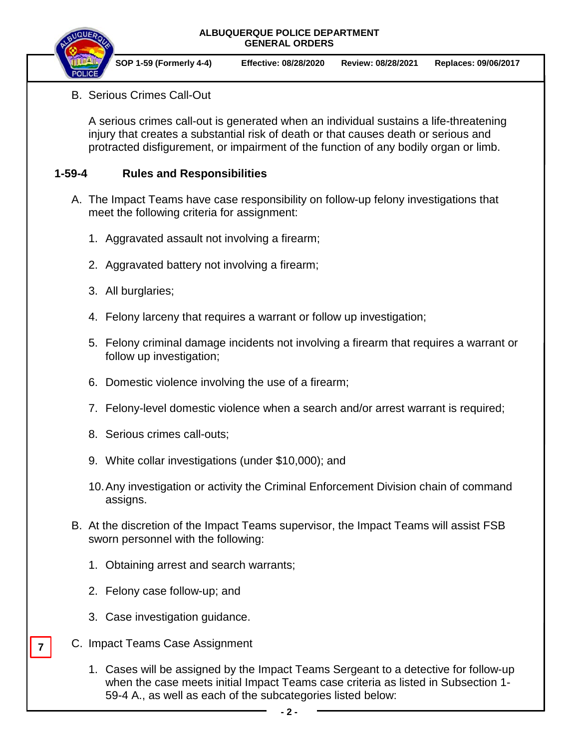B. Serious Crimes Call-Out

A serious crimes call-out is generated when an individual sustains a life-threatening injury that creates a substantial risk of death or that causes death or serious and protracted disfigurement, or impairment of the function of any bodily organ or limb.

## 1-59-4 Rules and Responsibilities

A. The Impact Teams have case responsibility on follow-up felony investigations that meet the following criteria for assignment:

1. Aggravated assault not involving a firearm;
2. Aggravated battery not involving a firearm;
3. All burglaries;
4. Felony larceny that requires a warrant or follow up investigation;
5. Felony criminal damage incidents not involving a firearm that requires a warrant or follow up investigation;
6. Domestic violence involving the use of a firearm;
7. Felony-level domestic violence when a search and/or arrest warrant is required;
8. Serious crimes call-outs;
9. White collar investigations (under $10,000); and
10. Any investigation or activity the Criminal Enforcement Division chain of command assigns.

B. At the discretion of the Impact Teams supervisor, the Impact Teams will assist FSB sworn personnel with the following:

1. Obtaining arrest and search warrants;
2. Felony case follow-up; and
3. Case investigation guidance.

7

C. Impact Teams Case Assignment

1. Cases will be assigned by the Impact Teams Sergeant to a detective for follow-up when the case meets initial Impact Teams case criteria as listed in Subsection 1-59-4 A., as well as each of the subcategories listed below: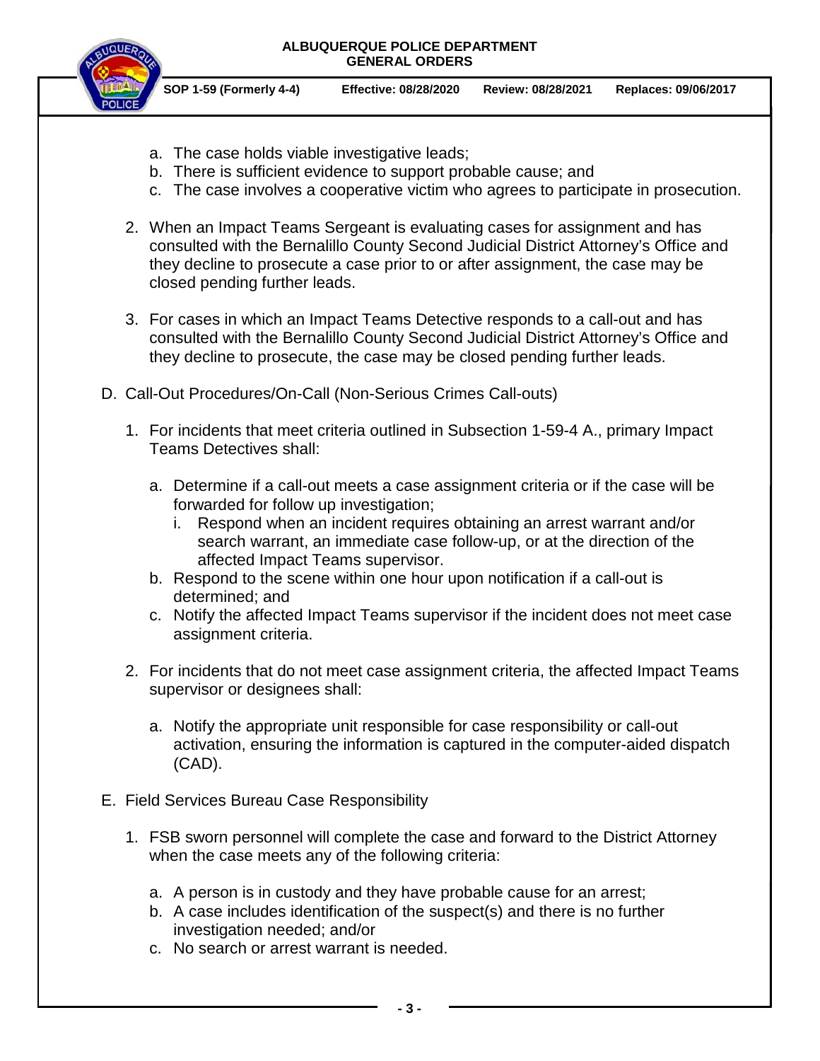a. The case holds viable investigative leads;
b. There is sufficient evidence to support probable cause; and
c. The case involves a cooperative victim who agrees to participate in prosecution.

2. When an Impact Teams Sergeant is evaluating cases for assignment and has consulted with the Bernalillo County Second Judicial District Attorney's Office and they decline to prosecute a case prior to or after assignment, the case may be closed pending further leads.

3. For cases in which an Impact Teams Detective responds to a call-out and has consulted with the Bernalillo County Second Judicial District Attorney's Office and they decline to prosecute, the case may be closed pending further leads.

D. Call-Out Procedures/On-Call (Non-Serious Crimes Call-outs)

1. For incidents that meet criteria outlined in Subsection 1-59-4 A., primary Impact Teams Detectives shall:

   a. Determine if a call-out meets a case assignment criteria or if the case will be forwarded for follow up investigation;
      i. Respond when an incident requires obtaining an arrest warrant and/or search warrant, an immediate case follow-up, or at the direction of the affected Impact Teams supervisor.
   b. Respond to the scene within one hour upon notification if a call-out is determined; and
   c. Notify the affected Impact Teams supervisor if the incident does not meet case assignment criteria.

2. For incidents that do not meet case assignment criteria, the affected Impact Teams supervisor or designees shall:

   a. Notify the appropriate unit responsible for case responsibility or call-out activation, ensuring the information is captured in the computer-aided dispatch (CAD).

E. Field Services Bureau Case Responsibility

1. FSB sworn personnel will complete the case and forward to the District Attorney when the case meets any of the following criteria:

   a. A person is in custody and they have probable cause for an arrest;
   b. A case includes identification of the suspect(s) and there is no further investigation needed; and/or
   c. No search or arrest warrant is needed.